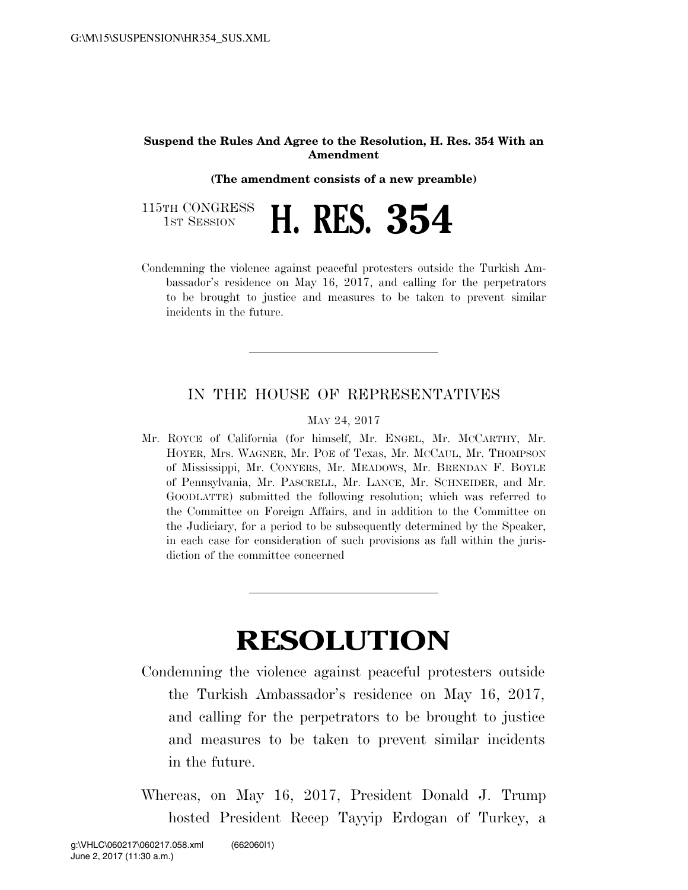**Suspend the Rules And Agree to the Resolution, H. Res. 354 With an Amendment**

**(The amendment consists of a new preamble)**

115TH CONGRESS
1ST SESSION

# H. RES. 354

Condemning the violence against peaceful protesters outside the Turkish Ambassador's residence on May 16, 2017, and calling for the perpetrators to be brought to justice and measures to be taken to prevent similar incidents in the future.

---

IN THE HOUSE OF REPRESENTATIVES

MAY 24, 2017

Mr. ROYCE of California (for himself, Mr. ENGEL, Mr. MCCARTHY, Mr. HOYER, Mrs. WAGNER, Mr. POE of Texas, Mr. MCCAUL, Mr. THOMPSON of Mississippi, Mr. CONYERS, Mr. MEADOWS, Mr. BRENDAN F. BOYLE of Pennsylvania, Mr. PASCRELL, Mr. LANCE, Mr. SCHNEIDER, and Mr. GOODLATTE) submitted the following resolution; which was referred to the Committee on Foreign Affairs, and in addition to the Committee on the Judiciary, for a period to be subsequently determined by the Speaker, in each case for consideration of such provisions as fall within the jurisdiction of the committee concerned

---

# RESOLUTION

Condemning the violence against peaceful protesters outside the Turkish Ambassador's residence on May 16, 2017, and calling for the perpetrators to be brought to justice and measures to be taken to prevent similar incidents in the future.

Whereas, on May 16, 2017, President Donald J. Trump hosted President Recep Tayyip Erdogan of Turkey, a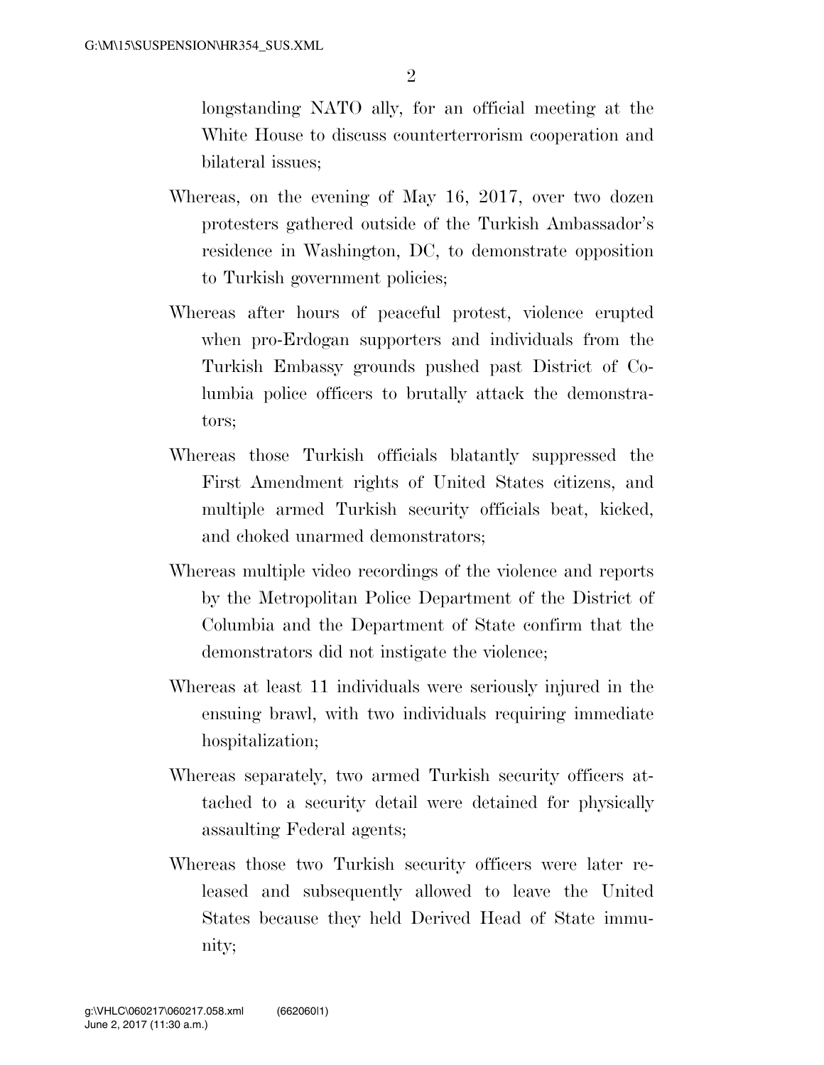longstanding NATO ally, for an official meeting at the White House to discuss counterterrorism cooperation and bilateral issues;

Whereas, on the evening of May 16, 2017, over two dozen protesters gathered outside of the Turkish Ambassador's residence in Washington, DC, to demonstrate opposition to Turkish government policies;

Whereas after hours of peaceful protest, violence erupted when pro-Erdogan supporters and individuals from the Turkish Embassy grounds pushed past District of Columbia police officers to brutally attack the demonstrators;

Whereas those Turkish officials blatantly suppressed the First Amendment rights of United States citizens, and multiple armed Turkish security officials beat, kicked, and choked unarmed demonstrators;

Whereas multiple video recordings of the violence and reports by the Metropolitan Police Department of the District of Columbia and the Department of State confirm that the demonstrators did not instigate the violence;

Whereas at least 11 individuals were seriously injured in the ensuing brawl, with two individuals requiring immediate hospitalization;

Whereas separately, two armed Turkish security officers attached to a security detail were detained for physically assaulting Federal agents;

Whereas those two Turkish security officers were later released and subsequently allowed to leave the United States because they held Derived Head of State immunity;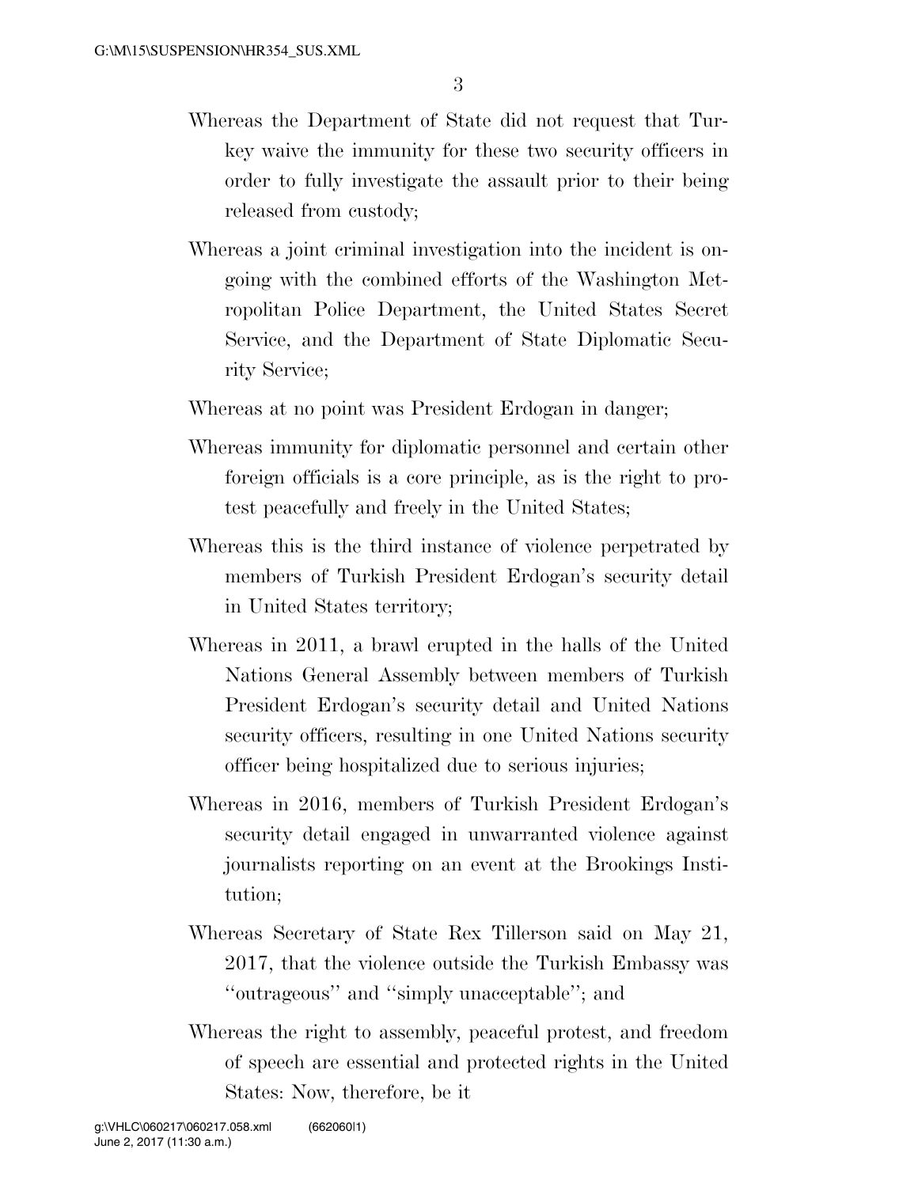Whereas the Department of State did not request that Turkey waive the immunity for these two security officers in order to fully investigate the assault prior to their being released from custody;

Whereas a joint criminal investigation into the incident is ongoing with the combined efforts of the Washington Metropolitan Police Department, the United States Secret Service, and the Department of State Diplomatic Security Service;

Whereas at no point was President Erdogan in danger;

Whereas immunity for diplomatic personnel and certain other foreign officials is a core principle, as is the right to protest peacefully and freely in the United States;

Whereas this is the third instance of violence perpetrated by members of Turkish President Erdogan's security detail in United States territory;

Whereas in 2011, a brawl erupted in the halls of the United Nations General Assembly between members of Turkish President Erdogan's security detail and United Nations security officers, resulting in one United Nations security officer being hospitalized due to serious injuries;

Whereas in 2016, members of Turkish President Erdogan's security detail engaged in unwarranted violence against journalists reporting on an event at the Brookings Institution;

Whereas Secretary of State Rex Tillerson said on May 21, 2017, that the violence outside the Turkish Embassy was "outrageous" and "simply unacceptable"; and

Whereas the right to assembly, peaceful protest, and freedom of speech are essential and protected rights in the United States: Now, therefore, be it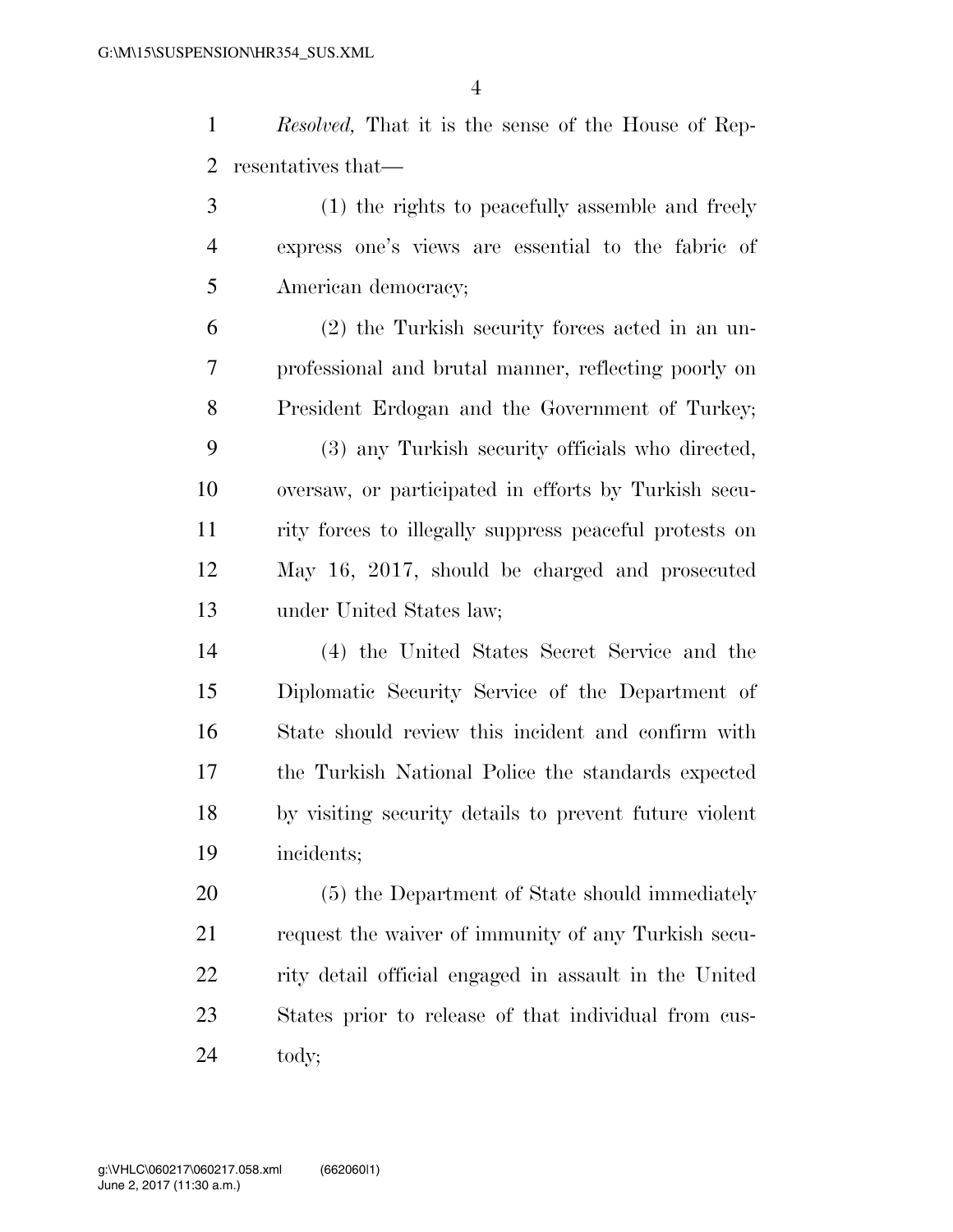*Resolved,* That it is the sense of the House of Representatives that—

(1) the rights to peacefully assemble and freely express one's views are essential to the fabric of American democracy;

(2) the Turkish security forces acted in an unprofessional and brutal manner, reflecting poorly on President Erdogan and the Government of Turkey;

(3) any Turkish security officials who directed, oversaw, or participated in efforts by Turkish security forces to illegally suppress peaceful protests on May 16, 2017, should be charged and prosecuted under United States law;

(4) the United States Secret Service and the Diplomatic Security Service of the Department of State should review this incident and confirm with the Turkish National Police the standards expected by visiting security details to prevent future violent incidents;

(5) the Department of State should immediately request the waiver of immunity of any Turkish security detail official engaged in assault in the United States prior to release of that individual from custody;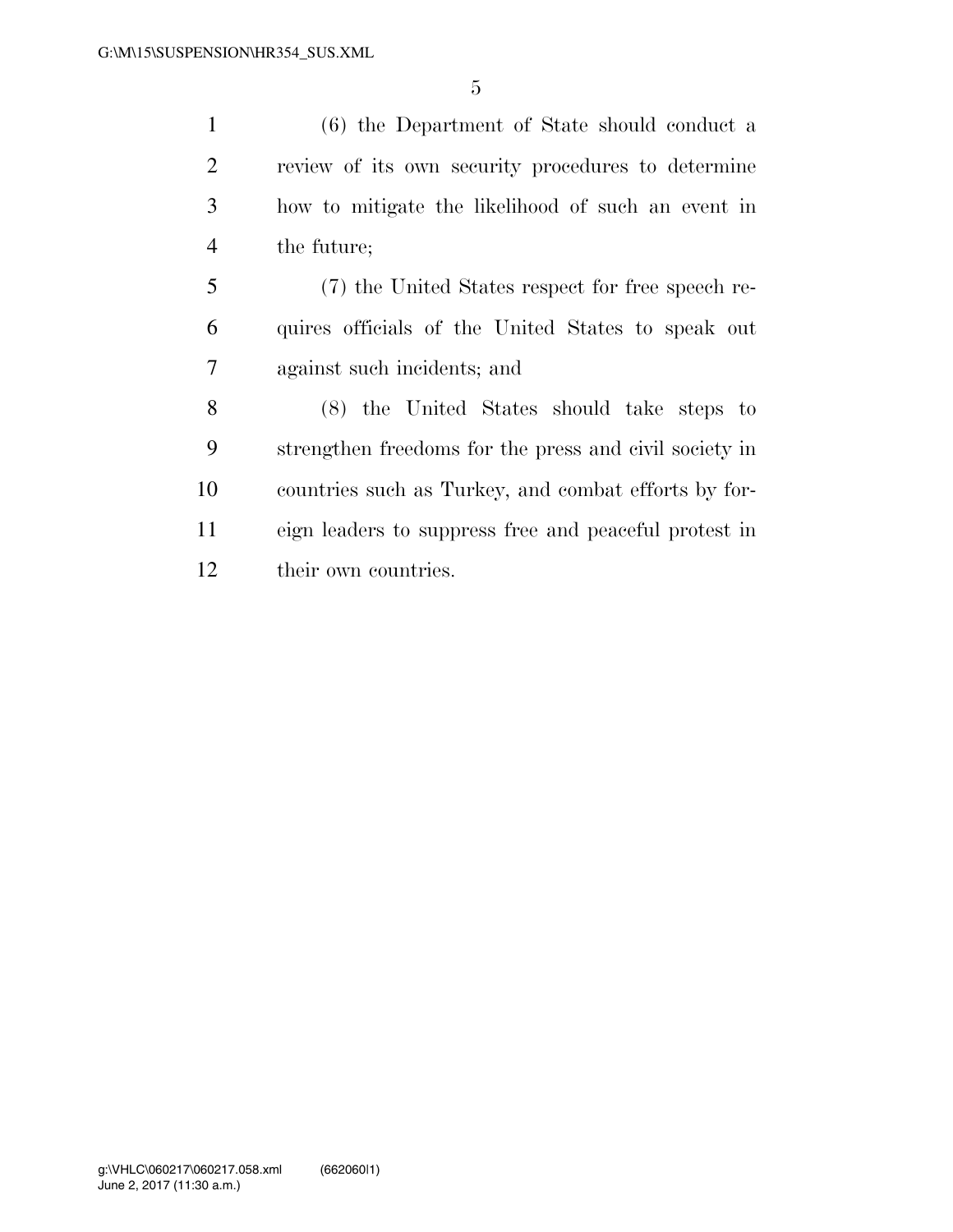(6) the Department of State should conduct a review of its own security procedures to determine how to mitigate the likelihood of such an event in the future;

(7) the United States respect for free speech requires officials of the United States to speak out against such incidents; and

(8) the United States should take steps to strengthen freedoms for the press and civil society in countries such as Turkey, and combat efforts by foreign leaders to suppress free and peaceful protest in their own countries.